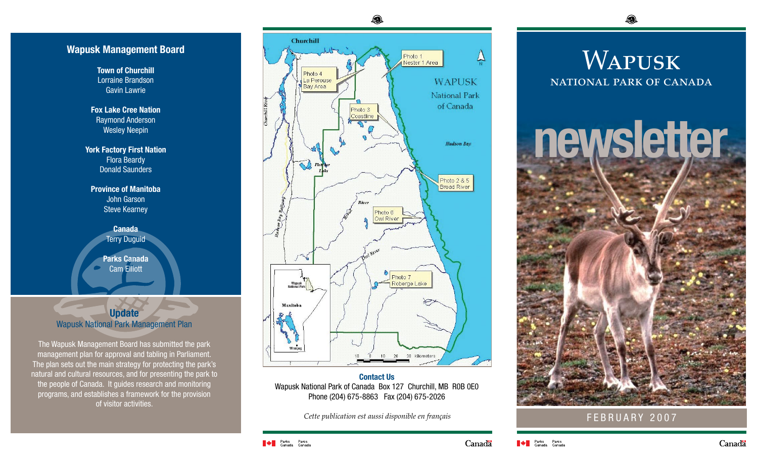## Wapusk Management Board

**Town of Churchill**
Lorraine Brandson
Gavin Lawrie

**Fox Lake Cree Nation**
Raymond Anderson
Wesley Neepin

**York Factory First Nation**
Flora Beardy
Donald Saunders

**Province of Manitoba**
John Garson
Steve Kearney

**Canada**
Terry Duguid

**Parks Canada**
Cam Elliott

## Update

Wapusk National Park Management Plan

The Wapusk Management Board has submitted the park management plan for approval and tabling in Parliament. The plan sets out the main strategy for protecting the park's natural and cultural resources, and for presenting the park to the people of Canada. It guides research and monitoring programs, and establishes a framework for the provision of visitor activities.

Churchill

Photo 1 Nester 1 Area

Photo 4 La Perouse Bay Area

Photo 3 Coastline

WAPUSK National Park of Canada

Hudson Bay

Photo 2 & 5 Broad River

Photo 6 Owl River

Photo 7 Roberge Lake

Manitoba

Winnipeg

10 0 10 20 30 Kilometers

**Contact Us**
Wapusk National Park of Canada Box 127 Churchill, MB R0B 0E0
Phone (204) 675-8863 Fax (204) 675-2026

*Cette publication est aussi disponible en français*

# WAPUSK

## NATIONAL PARK OF CANADA

# newsletter

FEBRUARY 2007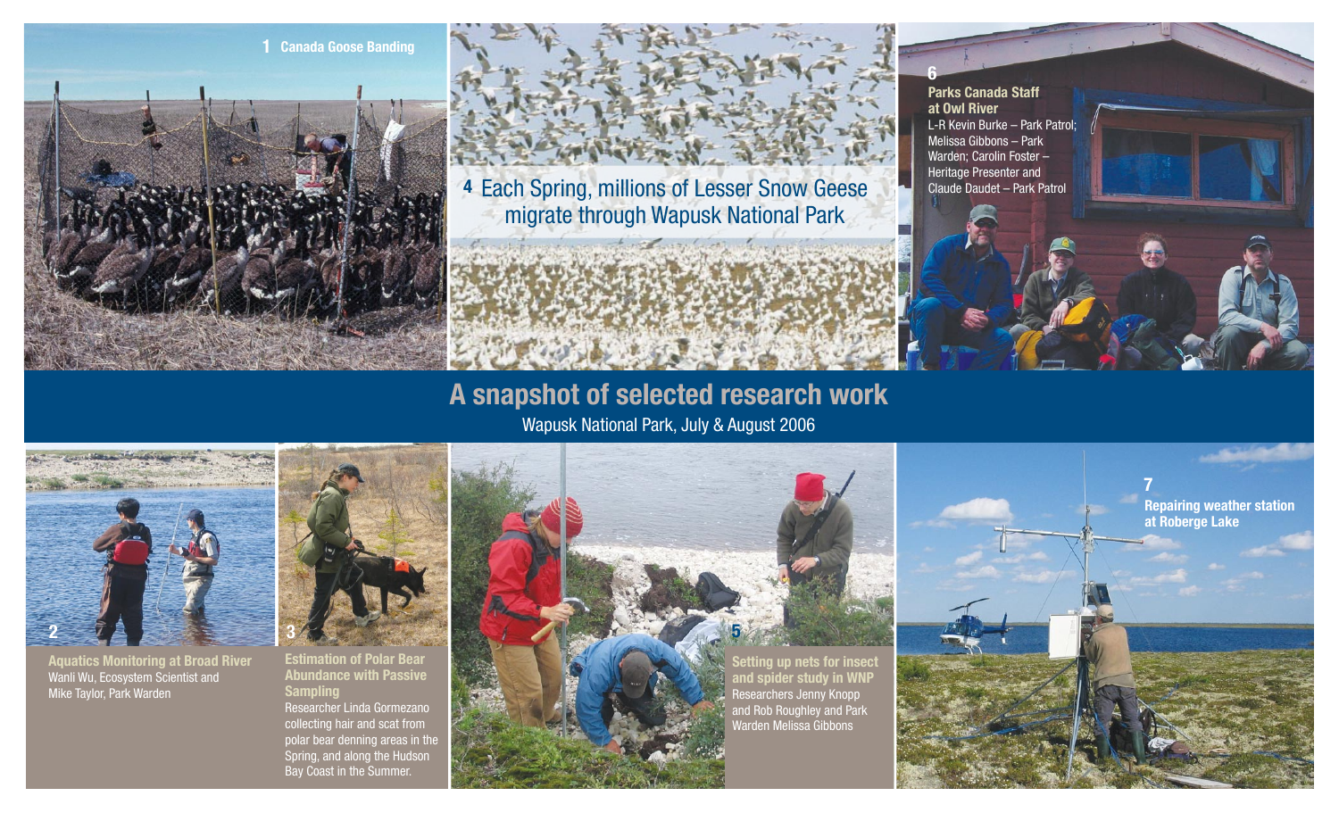## A snapshot of selected research work

Wapusk National Park, July & August 2006

**1 Canada Goose Banding**

**2 Aquatics Monitoring at Broad River**
Wanli Wu, Ecosystem Scientist and Mike Taylor, Park Warden

**3 Estimation of Polar Bear Abundance with Passive Sampling**
Researcher Linda Gormezano collecting hair and scat from polar bear denning areas in the Spring, and along the Hudson Bay Coast in the Summer.

**4 Each Spring, millions of Lesser Snow Geese migrate through Wapusk National Park**

**5 Setting up nets for insect and spider study in WNP**
Researchers Jenny Knopp and Rob Roughley and Park Warden Melissa Gibbons

**6 Parks Canada Staff at Owl River**
L-R Kevin Burke – Park Patrol; Melissa Gibbons – Park Warden; Carolin Foster – Heritage Presenter and Claude Daudet – Park Patrol

**7 Repairing weather station at Roberge Lake**